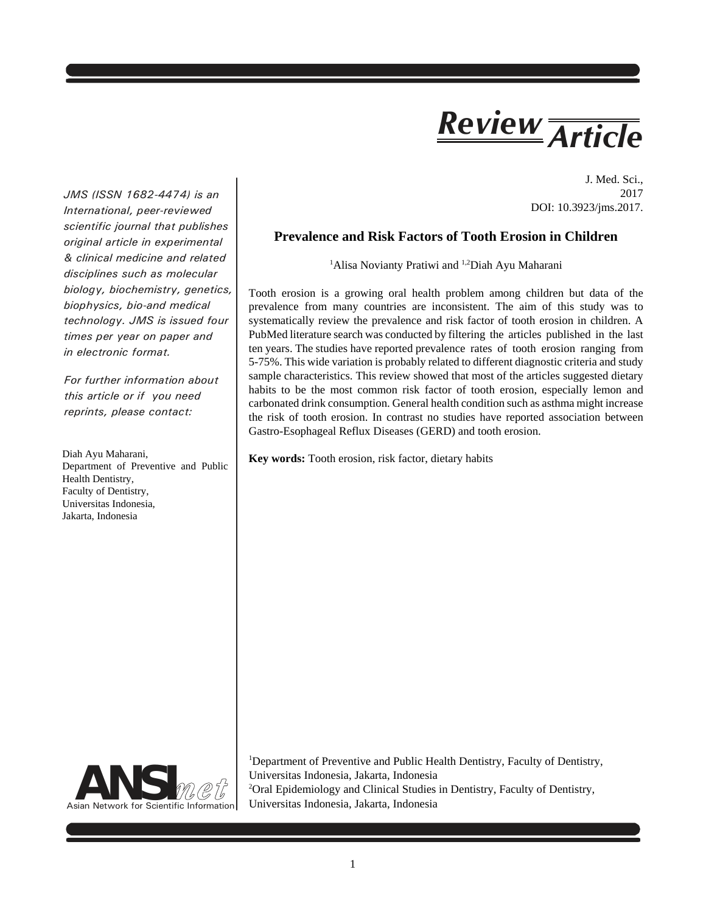Review Article

J. Med. Sci.,
2017
DOI: 10.3923/jms.2017.

*JMS (ISSN 1682-4474) is an International, peer-reviewed scientific journal that publishes original article in experimental & clinical medicine and related disciplines such as molecular biology, biochemistry, genetics, biophysics, bio-and medical technology. JMS is issued four times per year on paper and in electronic format.*

*For further information about this article or if you need reprints, please contact:*

Diah Ayu Maharani,
Department of Preventive and Public Health Dentistry,
Faculty of Dentistry,
Universitas Indonesia,
Jakarta, Indonesia

# Prevalence and Risk Factors of Tooth Erosion in Children

[1]Alisa Novianty Pratiwi and [1,2]Diah Ayu Maharani

Tooth erosion is a growing oral health problem among children but data of the prevalence from many countries are inconsistent. The aim of this study was to systematically review the prevalence and risk factor of tooth erosion in children. A PubMed literature search was conducted by filtering the articles published in the last ten years. The studies have reported prevalence rates of tooth erosion ranging from 5-75%. This wide variation is probably related to different diagnostic criteria and study sample characteristics. This review showed that most of the articles suggested dietary habits to be the most common risk factor of tooth erosion, especially lemon and carbonated drink consumption. General health condition such as asthma might increase the risk of tooth erosion. In contrast no studies have reported association between Gastro-Esophageal Reflux Diseases (GERD) and tooth erosion.

**Key words:** Tooth erosion, risk factor, dietary habits

ANSInet
Asian Network for Scientific Information

[1]Department of Preventive and Public Health Dentistry, Faculty of Dentistry, Universitas Indonesia, Jakarta, Indonesia
[2]Oral Epidemiology and Clinical Studies in Dentistry, Faculty of Dentistry, Universitas Indonesia, Jakarta, Indonesia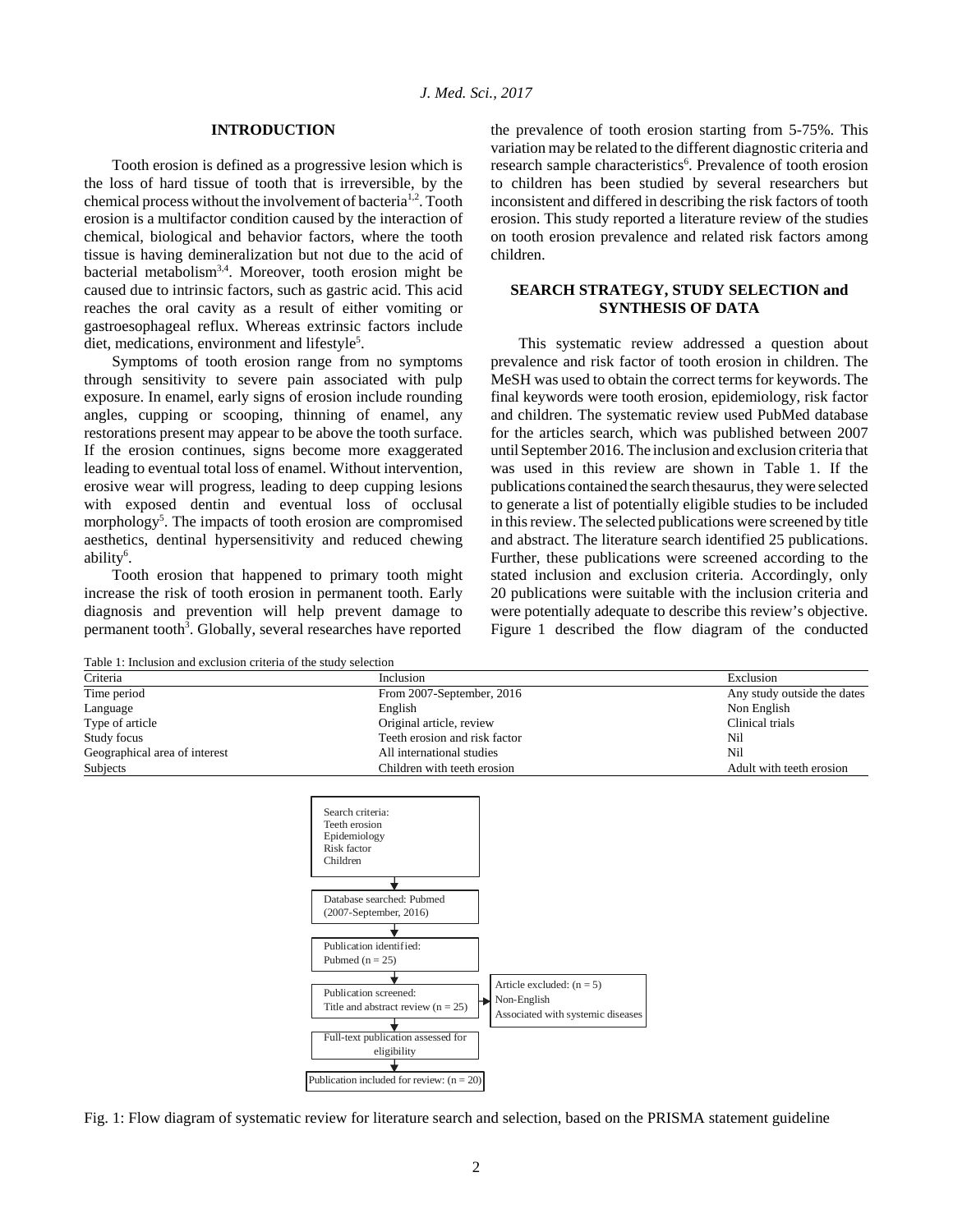## INTRODUCTION

Tooth erosion is defined as a progressive lesion which is the loss of hard tissue of tooth that is irreversible, by the chemical process without the involvement of bacteria[1,2]. Tooth erosion is a multifactor condition caused by the interaction of chemical, biological and behavior factors, where the tooth tissue is having demineralization but not due to the acid of bacterial metabolism[3,4]. Moreover, tooth erosion might be caused due to intrinsic factors, such as gastric acid. This acid reaches the oral cavity as a result of either vomiting or gastroesophageal reflux. Whereas extrinsic factors include diet, medications, environment and lifestyle[5].

Symptoms of tooth erosion range from no symptoms through sensitivity to severe pain associated with pulp exposure. In enamel, early signs of erosion include rounding angles, cupping or scooping, thinning of enamel, any restorations present may appear to be above the tooth surface. If the erosion continues, signs become more exaggerated leading to eventual total loss of enamel. Without intervention, erosive wear will progress, leading to deep cupping lesions with exposed dentin and eventual loss of occlusal morphology[5]. The impacts of tooth erosion are compromised aesthetics, dentinal hypersensitivity and reduced chewing ability[6].

Tooth erosion that happened to primary tooth might increase the risk of tooth erosion in permanent tooth. Early diagnosis and prevention will help prevent damage to permanent tooth[3]. Globally, several researches have reported the prevalence of tooth erosion starting from 5-75%. This variation may be related to the different diagnostic criteria and research sample characteristics[6]. Prevalence of tooth erosion to children has been studied by several researchers but inconsistent and differed in describing the risk factors of tooth erosion. This study reported a literature review of the studies on tooth erosion prevalence and related risk factors among children.

## SEARCH STRATEGY, STUDY SELECTION and SYNTHESIS OF DATA

This systematic review addressed a question about prevalence and risk factor of tooth erosion in children. The MeSH was used to obtain the correct terms for keywords. The final keywords were tooth erosion, epidemiology, risk factor and children. The systematic review used PubMed database for the articles search, which was published between 2007 until September 2016. The inclusion and exclusion criteria that was used in this review are shown in Table 1. If the publications contained the search thesaurus, they were selected to generate a list of potentially eligible studies to be included in this review. The selected publications were screened by title and abstract. The literature search identified 25 publications. Further, these publications were screened according to the stated inclusion and exclusion criteria. Accordingly, only 20 publications were suitable with the inclusion criteria and were potentially adequate to describe this review's objective. Figure 1 described the flow diagram of the conducted

Table 1: Inclusion and exclusion criteria of the study selection

| Criteria | Inclusion | Exclusion |
| --- | --- | --- |
| Time period | From 2007-September, 2016 | Any study outside the dates |
| Language | English | Non English |
| Type of article | Original article, review | Clinical trials |
| Study focus | Teeth erosion and risk factor | Nil |
| Geographical area of interest | All international studies | Nil |
| Subjects | Children with teeth erosion | Adult with teeth erosion |

Search criteria:
Teeth erosion
Epidemiology
Risk factor
Children

↓

Database searched: Pubmed (2007-September, 2016)

↓

Publication identified: Pubmed (n = 25)

↓

Publication screened: Title and abstract review (n = 25) → Article excluded: (n = 5) Non-English; Associated with systemic diseases

↓

Full-text publication assessed for eligibility

↓

Publication included for review: (n = 20)

Fig. 1: Flow diagram of systematic review for literature search and selection, based on the PRISMA statement guideline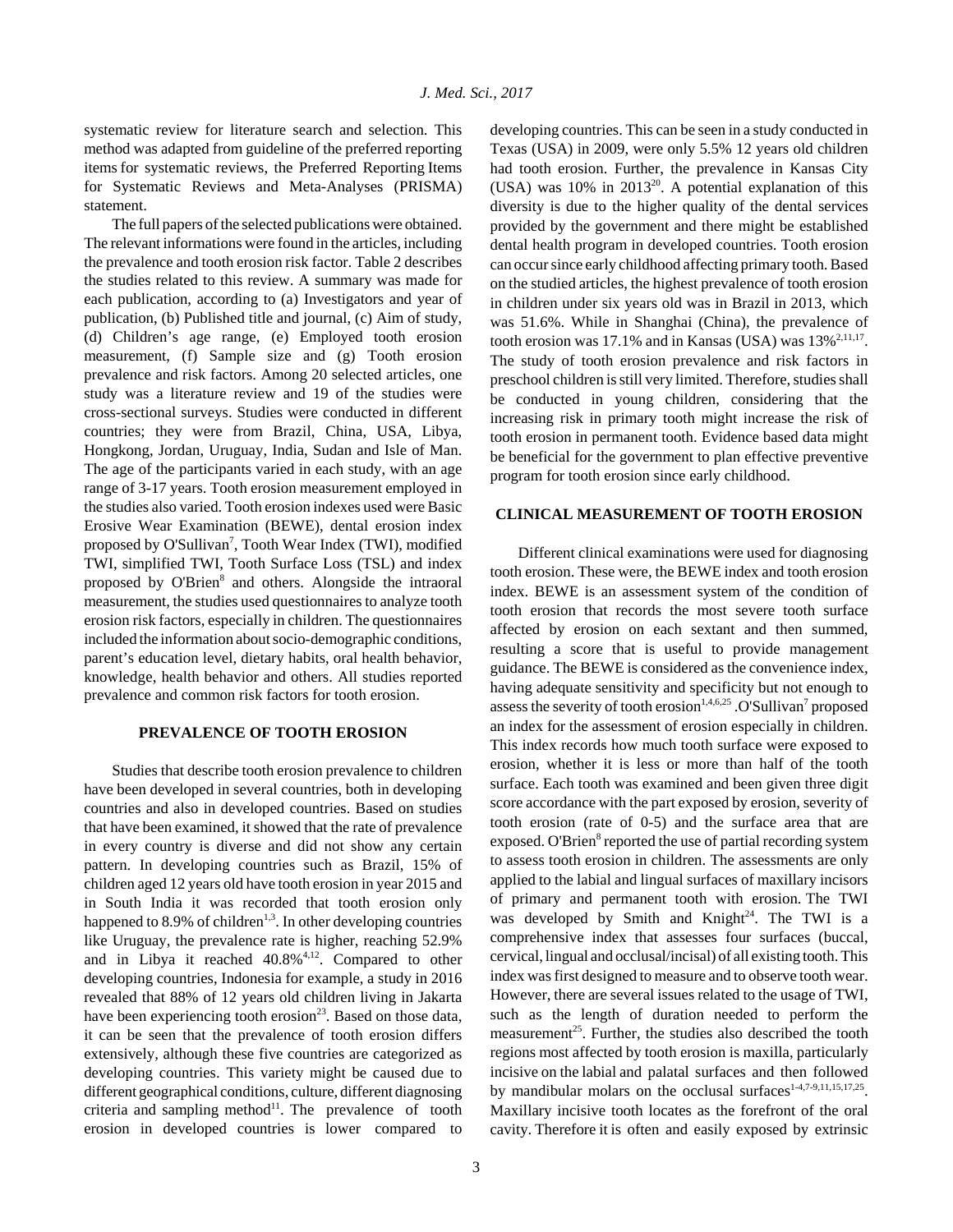systematic review for literature search and selection. This method was adapted from guideline of the preferred reporting items for systematic reviews, the Preferred Reporting Items for Systematic Reviews and Meta-Analyses (PRISMA) statement.

The full papers of the selected publications were obtained. The relevant informations were found in the articles, including the prevalence and tooth erosion risk factor. Table 2 describes the studies related to this review. A summary was made for each publication, according to (a) Investigators and year of publication, (b) Published title and journal, (c) Aim of study, (d) Children's age range, (e) Employed tooth erosion measurement, (f) Sample size and (g) Tooth erosion prevalence and risk factors. Among 20 selected articles, one study was a literature review and 19 of the studies were cross-sectional surveys. Studies were conducted in different countries; they were from Brazil, China, USA, Libya, Hongkong, Jordan, Uruguay, India, Sudan and Isle of Man. The age of the participants varied in each study, with an age range of 3-17 years. Tooth erosion measurement employed in the studies also varied. Tooth erosion indexes used were Basic Erosive Wear Examination (BEWE), dental erosion index proposed by O'Sullivan[7], Tooth Wear Index (TWI), modified TWI, simplified TWI, Tooth Surface Loss (TSL) and index proposed by O'Brien[8] and others. Alongside the intraoral measurement, the studies used questionnaires to analyze tooth erosion risk factors, especially in children. The questionnaires included the information about socio-demographic conditions, parent's education level, dietary habits, oral health behavior, knowledge, health behavior and others. All studies reported prevalence and common risk factors for tooth erosion.

## PREVALENCE OF TOOTH EROSION

Studies that describe tooth erosion prevalence to children have been developed in several countries, both in developing countries and also in developed countries. Based on studies that have been examined, it showed that the rate of prevalence in every country is diverse and did not show any certain pattern. In developing countries such as Brazil, 15% of children aged 12 years old have tooth erosion in year 2015 and in South India it was recorded that tooth erosion only happened to 8.9% of children[1,3]. In other developing countries like Uruguay, the prevalence rate is higher, reaching 52.9% and in Libya it reached 40.8%[4,12]. Compared to other developing countries, Indonesia for example, a study in 2016 revealed that 88% of 12 years old children living in Jakarta have been experiencing tooth erosion[23]. Based on those data, it can be seen that the prevalence of tooth erosion differs extensively, although these five countries are categorized as developing countries. This variety might be caused due to different geographical conditions, culture, different diagnosing criteria and sampling method[11]. The prevalence of tooth erosion in developed countries is lower compared to developing countries. This can be seen in a study conducted in Texas (USA) in 2009, were only 5.5% 12 years old children had tooth erosion. Further, the prevalence in Kansas City (USA) was 10% in 2013[20]. A potential explanation of this diversity is due to the higher quality of the dental services provided by the government and there might be established dental health program in developed countries. Tooth erosion can occur since early childhood affecting primary tooth. Based on the studied articles, the highest prevalence of tooth erosion in children under six years old was in Brazil in 2013, which was 51.6%. While in Shanghai (China), the prevalence of tooth erosion was 17.1% and in Kansas (USA) was 13%[2,11,17]. The study of tooth erosion prevalence and risk factors in preschool children is still very limited. Therefore, studies shall be conducted in young children, considering that the increasing risk in primary tooth might increase the risk of tooth erosion in permanent tooth. Evidence based data might be beneficial for the government to plan effective preventive program for tooth erosion since early childhood.

## CLINICAL MEASUREMENT OF TOOTH EROSION

Different clinical examinations were used for diagnosing tooth erosion. These were, the BEWE index and tooth erosion index. BEWE is an assessment system of the condition of tooth erosion that records the most severe tooth surface affected by erosion on each sextant and then summed, resulting a score that is useful to provide management guidance. The BEWE is considered as the convenience index, having adequate sensitivity and specificity but not enough to assess the severity of tooth erosion[1,4,6,25] .O'Sullivan[7] proposed an index for the assessment of erosion especially in children. This index records how much tooth surface were exposed to erosion, whether it is less or more than half of the tooth surface. Each tooth was examined and been given three digit score accordance with the part exposed by erosion, severity of tooth erosion (rate of 0-5) and the surface area that are exposed. O'Brien[8] reported the use of partial recording system to assess tooth erosion in children. The assessments are only applied to the labial and lingual surfaces of maxillary incisors of primary and permanent tooth with erosion. The TWI was developed by Smith and Knight[24]. The TWI is a comprehensive index that assesses four surfaces (buccal, cervical, lingual and occlusal/incisal) of all existing tooth. This index was first designed to measure and to observe tooth wear. However, there are several issues related to the usage of TWI, such as the length of duration needed to perform the measurement[25]. Further, the studies also described the tooth regions most affected by tooth erosion is maxilla, particularly incisive on the labial and palatal surfaces and then followed by mandibular molars on the occlusal surfaces[1-4,7-9,11,15,17,25]. Maxillary incisive tooth locates as the forefront of the oral cavity. Therefore it is often and easily exposed by extrinsic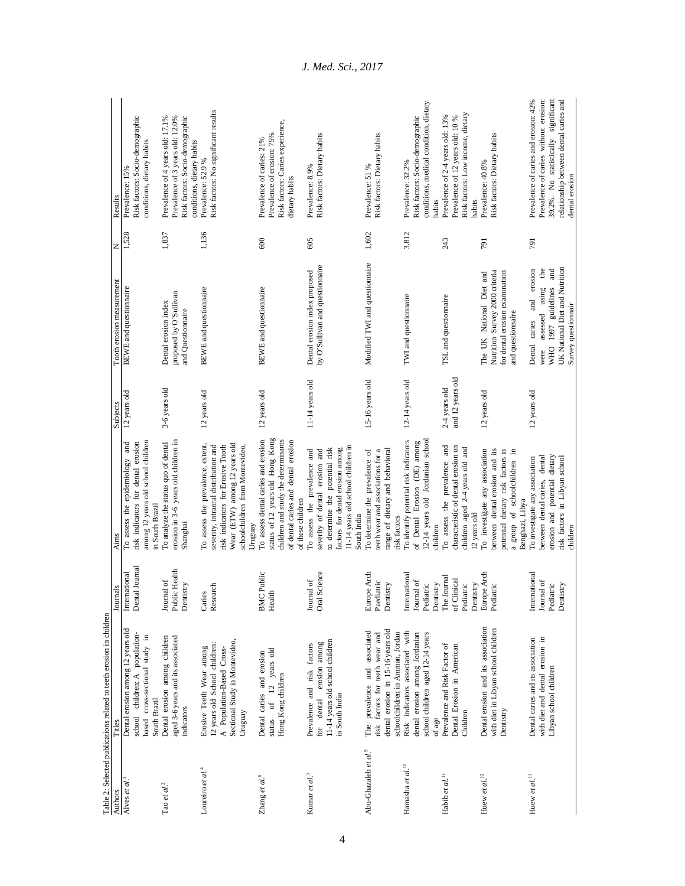Table 2: Selected publications related to teeth erosion in children

| Authors | Titles | Journals | Aims | Subjects | Tooth erosion measurement | N | Results |
|---|---|---|---|---|---|---|---|
| Alves *et al.*[1] | Dental erosion among 12 years old school children: A population-based cross-sectional study in South Brazil | International Dental Journal | To assess the epidemiology and risk indicators for dental erosion among 12 years old school children in South Brazil | 12 years old | BEWE and questionnaire | 1,528 | Prevalence: 15%<br>Risk factors: Socio-demographic conditions, dietary habits |
| Tao *et al.*[2] | Dental erosion among children aged 3-6 years and its associated indicators | Journal of Public Health Dentistry | To analyze the status quo of dental erosion in 3-6 years old children in Shanghai | 3-6 years old | Dental erosion index proposed by O'Sullivan and Questionnaire | 1,837 | Prevalence of 4 years old: 17.1%<br>Prevalence of 3 years old: 12.0%<br>Risk factors: Socio-demographic conditions, dietary habits |
| Loureiro *et al.*[4] | Erosive Teeth Wear among 12 years old School children: A Population-Based Cross-Sectional Study in Montevideo, Uruguay | Caries Research | To assess the prevalence, extent, severity, intraoral distribution and risk indicators for Erosive Tooth Wear (ETW) among 12 years old schoolchildren from Montevideo, Uruguay | 12 years old | BEWE and questionnaire | 1,136 | Prevalence: 52.9 %<br>Risk factors: No significant results |
| Zhang *et al.*[6] | Dental caries and erosion status of 12 years old Hong Kong children | BMC Public Health | To assess dental caries and erosion status of 12 years old Hong Kong children and study the determinants of dental caries and dental erosion of these children | 12 years old | BEWE and questionnaire | 600 | Prevalence of caries: 21%<br>Prevalence of erosion: 75%<br>Risk factors: Caries experience, dietary habits |
| Kumar *et al.*[3] | Prevalence and risk factors for dental erosion among 11-14 years old school children in South India | Journal of Oral Science | To assess the prevalence and severity of dental erosion and to determine the potential risk factors for dental erosion among 11-14 years old school children in South India | 11-14 years old | Dental erosion index proposed by O'Sullivan and questionnaire | 605 | Prevalence: 8.9%<br>Risk factors: Dietary habits |
| Abu-Ghazaleh *et al.*[9] | The prevalence and associated risk factors for teeth wear and dental erosion in 15-16 years old schoolchildren in Amman, Jordan | Europe Arch Paediatric Dentistry | To determine the prevalence of teeth wear and associations for a range of dietary and behavioral risk factors | 15-16 years old | Modified TWI and questionnaire | 1,602 | Prevalence: 51 %<br>Risk factors: Dietary habits |
| Hamasha *et al.*[10] | Risk indicators associated with dental erosion among Jordanian school children aged 12-14 years of age | International Journal of Pediatric Dentistry | To identify potential risk indicators of Dental Erosion (DE) among 12-14 years old Jordanian school children | 12-14 years old | TWI and questionnaire | 3,812 | Prevalence: 32.2%<br>Risk factors: Socio-demographic conditions, medical condition, dietary habits |
| Habib *et al.*[11] | Prevalence and Risk Factor of Dental Erosion in American Children | The Journal of Clinical Pediatric Dentistry | To assess the prevalence and characteristic of dental erosion on children aged 2-4 years old and 12 years old | 2-4 years old and 12 years old | TSI, and questionnaire | 243 | Prevalence of 2-4 years old: 13%<br>Prevalence of 12 years old: 10 %<br>Risk factors: Low income, dietary habits |
| Huew *et al.*[12] | Dental erosion and its association with diet in Libyan school children Dentistry | Europe Arch Pediatric | To investigate any association between dental erosion and its potential dietary risk factors in a group of schoolchildren in Benghazi, Libya | 12 years old | The UK National Diet and Nutrition Survey 2000 criteria for dental erosion examination and questionnaire | 791 | Prevalence: 40.8%<br>Risk factors: Dietary habits |
| Huew *et al.*[13] | Dental caries and its association with diet and dental erosion in Libyan school children | International Journal of Pediatric Dentistry | To investigate any association between dental caries, dental erosion and potential dietary risk factors in Libyan school children | 12 years old | Dental caries and erosion were assessed using the WHO 1997 guidelines and UK National Diet and Nutrition Survey questionnair | 791 | Prevalence of caries and erosion: 42%<br>Prevalence of caries without erosion: 39.2%. No statistically significant relationship between dental caries and dental erosion |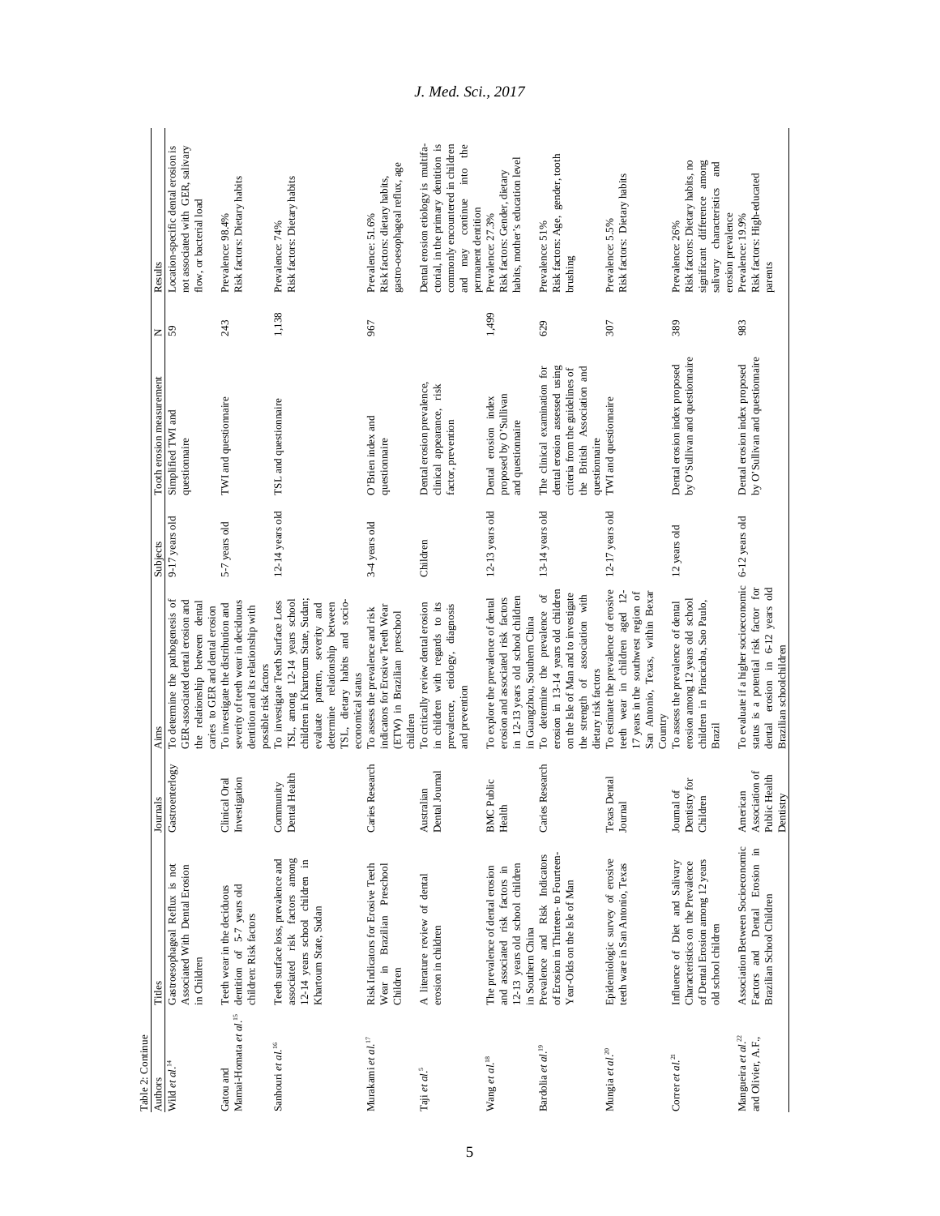Table 2: Continue

| Authors | Titles | Journals | Aims | Subjects | Tooth erosion measurement | N | Results |
|---|---|---|---|---|---|---|---|
| Wild *et al.*[14] | Gastroesophageal Reflux is not Associated With Dental Erosion in Children | Gastroenterlogy | To determine the pathogenesis of GER-associated dental erosion and the relationship between dental caries to GER and dental erosion | 9-17 years old | Simplified TWI and questionnaire | 59 | Location-specific dental erosion is not associated with GER, salivary flow, or bacterial load |
| Gatou and Mamai-Homata *et al.*[15] | Teeth wear in the deciduous dentition of 5-7 years old children: Risk factors | Clinical Oral Investigation | To investigate the distribution and severity of teeth wear in deciduous dentition and its relationship with possible risk factors | 5-7 years old | TWI and questionnaire | 243 | Prevalence: 98.4%<br>Risk factors: Dietary habits |
| Sanhouri *et al.*[16] | Teeth surface loss, prevalence and associated risk factors among 12-14 years school children in Khartoum State, Sudan | Community Dental Health | To investigate Teeth Surface Loss TSL, among 12-14 years school children in Khartoum State, Sudan; evaluate pattern, severity and determine relationship between TSL, dietary habits and socio-economical status | 12-14 years old | TSL and questionnaire | 1,138 | Prevalence: 74%<br>Risk factors: Dietary habits |
| Murakami *et al.*[17] | Risk Indicators for Erosive Teeth Wear in Brazilian Preschool Children | Caries Research | To assess the prevalence and risk indicators for Erosive Teeth Wear (ETW) in Brazilian preschool children | 3-4 years old | O'Brien index and questionnaire | 967 | Prevalence: 51.6%<br>Risk factors: dietary habits, gastro-oesophageal reflux, age |
| Taji *et al.*[5] | A literature review of dental erosion in children | Australian Dental Journal | To critically review dental erosion in children with regards to its prevalence, etiology, diagnosis and prevention | Children | Dental erosion prevalence, clinical appearance, risk factor, prevention | | Dental erosion etiology is multifactorial, in the primary dentition is commonly encountered in children and may continue into the permanent dentition |
| Wang *et al.*[18] | The prevalence of dental erosion and associated risk factors in 12-13 years old school children in Southern China | BMC Public Health | To explore the prevalence of dental erosion and associated risk factors in 12-13 years old school children in Guangzhou, Southern China | 12-13 years old | Dental erosion index proposed by O'Sullivan and questionnaire | 1,499 | Prevalence: 27.3%<br>Risk factors: Gender, dietary habits, mother's education level |
| Bardolia *et al.*[19] | Prevalence and Risk Indicators of Erosion in Thirteen- to Fourteen-Year-Olds on the Isle of Man | Caries Research | To determine the prevalence of erosion in 13-14 years old children on the Isle of Man and to investigate the strength of association with dietary risk factors | 13-14 years old | The clinical examination for dental erosion assessed using criteria from the guidelines of the British Association and questionnaire | 629 | Prevalence: 51%<br>Risk factors: Age, gender, tooth brushing |
| Mungia *et al.*[20] | Epidemiologic survey of erosive teeth ware in San Antonio, Texas | Texas Dental Journal | To estimate the prevalence of erosive teeth wear in children aged 12-17 years in the southwest region of San Antonio, Texas, within Bexar Country | 12-17 years old | TWI and questionnaire | 307 | Prevalence: 5.5%<br>Risk factors: Dietary habits |
| Correr *et al.*[21] | Influence of Diet and Salivary Characteristics on the Prevalence of Dental Erosion among 12 years old school children | Journal of Dentistry for Children | To assess the prevalence of dental erosion among 12 years old school children in Piracicaba, Sao Paulo, Brazil | 12 years old | Dental erosion index proposed by O'Sullivan and questionnaire | 389 | Prevalence: 26%<br>Risk factors: Dietary habits, no significant difference among salivary characteristics and erosion prevalence |
| Mangueira *et al.*[22] and Olivier, A.F., | Association Between Socioeconomic Factors and Dental Erosion in Brazilian School Children | American Association of Public Health Dentistry | To evaluate if a higher socioeconomic status is a potential risk factor for dental erosion in 6-12 years old Brazilian schoolchildren | 6-12 years old | Dental erosion index proposed by O'Sullivan and questionnaire | 983 | Prevalence: 19.9%<br>Risk factors: High-educated parents |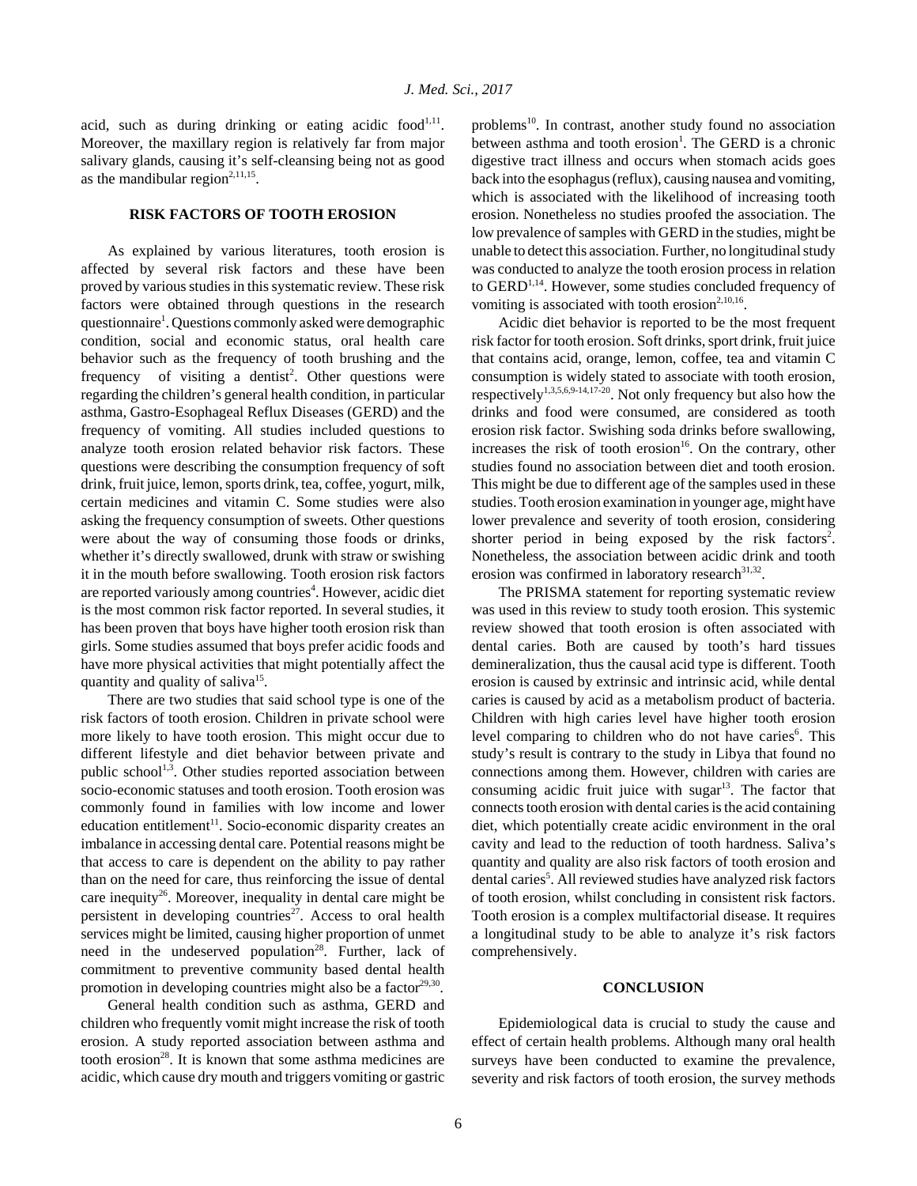acid, such as during drinking or eating acidic food[1,11]. Moreover, the maxillary region is relatively far from major salivary glands, causing it's self-cleansing being not as good as the mandibular region[2,11,15].

## RISK FACTORS OF TOOTH EROSION

As explained by various literatures, tooth erosion is affected by several risk factors and these have been proved by various studies in this systematic review. These risk factors were obtained through questions in the research questionnaire[1]. Questions commonly asked were demographic condition, social and economic status, oral health care behavior such as the frequency of tooth brushing and the frequency of visiting a dentist[2]. Other questions were regarding the children's general health condition, in particular asthma, Gastro-Esophageal Reflux Diseases (GERD) and the frequency of vomiting. All studies included questions to analyze tooth erosion related behavior risk factors. These questions were describing the consumption frequency of soft drink, fruit juice, lemon, sports drink, tea, coffee, yogurt, milk, certain medicines and vitamin C. Some studies were also asking the frequency consumption of sweets. Other questions were about the way of consuming those foods or drinks, whether it's directly swallowed, drunk with straw or swishing it in the mouth before swallowing. Tooth erosion risk factors are reported variously among countries[4]. However, acidic diet is the most common risk factor reported. In several studies, it has been proven that boys have higher tooth erosion risk than girls. Some studies assumed that boys prefer acidic foods and have more physical activities that might potentially affect the quantity and quality of saliva[15].

There are two studies that said school type is one of the risk factors of tooth erosion. Children in private school were more likely to have tooth erosion. This might occur due to different lifestyle and diet behavior between private and public school[1,3]. Other studies reported association between socio-economic statuses and tooth erosion. Tooth erosion was commonly found in families with low income and lower education entitlement[11]. Socio-economic disparity creates an imbalance in accessing dental care. Potential reasons might be that access to care is dependent on the ability to pay rather than on the need for care, thus reinforcing the issue of dental care inequity[26]. Moreover, inequality in dental care might be persistent in developing countries[27]. Access to oral health services might be limited, causing higher proportion of unmet need in the undeserved population[28]. Further, lack of commitment to preventive community based dental health promotion in developing countries might also be a factor[29,30].

General health condition such as asthma, GERD and children who frequently vomit might increase the risk of tooth erosion. A study reported association between asthma and tooth erosion[28]. It is known that some asthma medicines are acidic, which cause dry mouth and triggers vomiting or gastric problems[10]. In contrast, another study found no association between asthma and tooth erosion[1]. The GERD is a chronic digestive tract illness and occurs when stomach acids goes back into the esophagus (reflux), causing nausea and vomiting, which is associated with the likelihood of increasing tooth erosion. Nonetheless no studies proofed the association. The low prevalence of samples with GERD in the studies, might be unable to detect this association. Further, no longitudinal study was conducted to analyze the tooth erosion process in relation to GERD[1,14]. However, some studies concluded frequency of vomiting is associated with tooth erosion[2,10,16].

Acidic diet behavior is reported to be the most frequent risk factor for tooth erosion. Soft drinks, sport drink, fruit juice that contains acid, orange, lemon, coffee, tea and vitamin C consumption is widely stated to associate with tooth erosion, respectively[1,3,5,6,9-14,17-20]. Not only frequency but also how the drinks and food were consumed, are considered as tooth erosion risk factor. Swishing soda drinks before swallowing, increases the risk of tooth erosion[16]. On the contrary, other studies found no association between diet and tooth erosion. This might be due to different age of the samples used in these studies. Tooth erosion examination in younger age, might have lower prevalence and severity of tooth erosion, considering shorter period in being exposed by the risk factors[2]. Nonetheless, the association between acidic drink and tooth erosion was confirmed in laboratory research[31,32].

The PRISMA statement for reporting systematic review was used in this review to study tooth erosion. This systemic review showed that tooth erosion is often associated with dental caries. Both are caused by tooth's hard tissues demineralization, thus the causal acid type is different. Tooth erosion is caused by extrinsic and intrinsic acid, while dental caries is caused by acid as a metabolism product of bacteria. Children with high caries level have higher tooth erosion level comparing to children who do not have caries[6]. This study's result is contrary to the study in Libya that found no connections among them. However, children with caries are consuming acidic fruit juice with sugar[13]. The factor that connects tooth erosion with dental caries is the acid containing diet, which potentially create acidic environment in the oral cavity and lead to the reduction of tooth hardness. Saliva's quantity and quality are also risk factors of tooth erosion and dental caries[5]. All reviewed studies have analyzed risk factors of tooth erosion, whilst concluding in consistent risk factors. Tooth erosion is a complex multifactorial disease. It requires a longitudinal study to be able to analyze it's risk factors comprehensively.

## CONCLUSION

Epidemiological data is crucial to study the cause and effect of certain health problems. Although many oral health surveys have been conducted to examine the prevalence, severity and risk factors of tooth erosion, the survey methods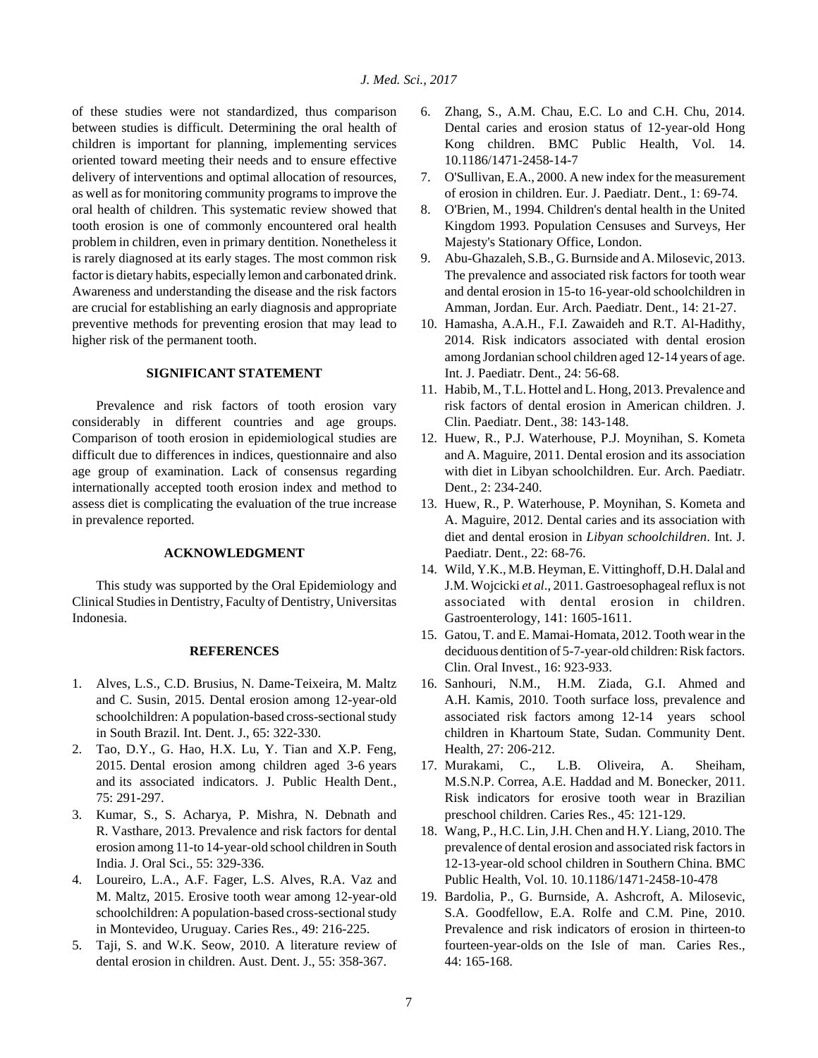of these studies were not standardized, thus comparison between studies is difficult. Determining the oral health of children is important for planning, implementing services oriented toward meeting their needs and to ensure effective delivery of interventions and optimal allocation of resources, as well as for monitoring community programs to improve the oral health of children. This systematic review showed that tooth erosion is one of commonly encountered oral health problem in children, even in primary dentition. Nonetheless it is rarely diagnosed at its early stages. The most common risk factor is dietary habits, especially lemon and carbonated drink. Awareness and understanding the disease and the risk factors are crucial for establishing an early diagnosis and appropriate preventive methods for preventing erosion that may lead to higher risk of the permanent tooth.

## SIGNIFICANT STATEMENT

Prevalence and risk factors of tooth erosion vary considerably in different countries and age groups. Comparison of tooth erosion in epidemiological studies are difficult due to differences in indices, questionnaire and also age group of examination. Lack of consensus regarding internationally accepted tooth erosion index and method to assess diet is complicating the evaluation of the true increase in prevalence reported.

## ACKNOWLEDGMENT

This study was supported by the Oral Epidemiology and Clinical Studies in Dentistry, Faculty of Dentistry, Universitas Indonesia.

## REFERENCES

1. Alves, L.S., C.D. Brusius, N. Dame-Teixeira, M. Maltz and C. Susin, 2015. Dental erosion among 12-year-old schoolchildren: A population-based cross-sectional study in South Brazil. Int. Dent. J., 65: 322-330.
2. Tao, D.Y., G. Hao, H.X. Lu, Y. Tian and X.P. Feng, 2015. Dental erosion among children aged 3-6 years and its associated indicators. J. Public Health Dent., 75: 291-297.
3. Kumar, S., S. Acharya, P. Mishra, N. Debnath and R. Vasthare, 2013. Prevalence and risk factors for dental erosion among 11-to 14-year-old school children in South India. J. Oral Sci., 55: 329-336.
4. Loureiro, L.A., A.F. Fager, L.S. Alves, R.A. Vaz and M. Maltz, 2015. Erosive tooth wear among 12-year-old schoolchildren: A population-based cross-sectional study in Montevideo, Uruguay. Caries Res., 49: 216-225.
5. Taji, S. and W.K. Seow, 2010. A literature review of dental erosion in children. Aust. Dent. J., 55: 358-367.
6. Zhang, S., A.M. Chau, E.C. Lo and C.H. Chu, 2014. Dental caries and erosion status of 12-year-old Hong Kong children. BMC Public Health, Vol. 14. 10.1186/1471-2458-14-7
7. O'Sullivan, E.A., 2000. A new index for the measurement of erosion in children. Eur. J. Paediatr. Dent., 1: 69-74.
8. O'Brien, M., 1994. Children's dental health in the United Kingdom 1993. Population Censuses and Surveys, Her Majesty's Stationary Office, London.
9. Abu-Ghazaleh, S.B., G. Burnside and A. Milosevic, 2013. The prevalence and associated risk factors for tooth wear and dental erosion in 15-to 16-year-old schoolchildren in Amman, Jordan. Eur. Arch. Paediatr. Dent., 14: 21-27.
10. Hamasha, A.A.H., F.I. Zawaideh and R.T. Al-Hadithy, 2014. Risk indicators associated with dental erosion among Jordanian school children aged 12-14 years of age. Int. J. Paediatr. Dent., 24: 56-68.
11. Habib, M., T.L. Hottel and L. Hong, 2013. Prevalence and risk factors of dental erosion in American children. J. Clin. Paediatr. Dent., 38: 143-148.
12. Huew, R., P.J. Waterhouse, P.J. Moynihan, S. Kometa and A. Maguire, 2011. Dental erosion and its association with diet in Libyan schoolchildren. Eur. Arch. Paediatr. Dent., 2: 234-240.
13. Huew, R., P. Waterhouse, P. Moynihan, S. Kometa and A. Maguire, 2012. Dental caries and its association with diet and dental erosion in *Libyan schoolchildren*. Int. J. Paediatr. Dent., 22: 68-76.
14. Wild, Y.K., M.B. Heyman, E. Vittinghoff, D.H. Dalal and J.M. Wojcicki *et al*., 2011. Gastroesophageal reflux is not associated with dental erosion in children. Gastroenterology, 141: 1605-1611.
15. Gatou, T. and E. Mamai-Homata, 2012. Tooth wear in the deciduous dentition of 5-7-year-old children: Risk factors. Clin. Oral Invest., 16: 923-933.
16. Sanhouri, N.M., H.M. Ziada, G.I. Ahmed and A.H. Kamis, 2010. Tooth surface loss, prevalence and associated risk factors among 12-14 years school children in Khartoum State, Sudan. Community Dent. Health, 27: 206-212.
17. Murakami, C., L.B. Oliveira, A. Sheiham, M.S.N.P. Correa, A.E. Haddad and M. Bonecker, 2011. Risk indicators for erosive tooth wear in Brazilian preschool children. Caries Res., 45: 121-129.
18. Wang, P., H.C. Lin, J.H. Chen and H.Y. Liang, 2010. The prevalence of dental erosion and associated risk factors in 12-13-year-old school children in Southern China. BMC Public Health, Vol. 10. 10.1186/1471-2458-10-478
19. Bardolia, P., G. Burnside, A. Ashcroft, A. Milosevic, S.A. Goodfellow, E.A. Rolfe and C.M. Pine, 2010. Prevalence and risk indicators of erosion in thirteen-to fourteen-year-olds on the Isle of man. Caries Res., 44: 165-168.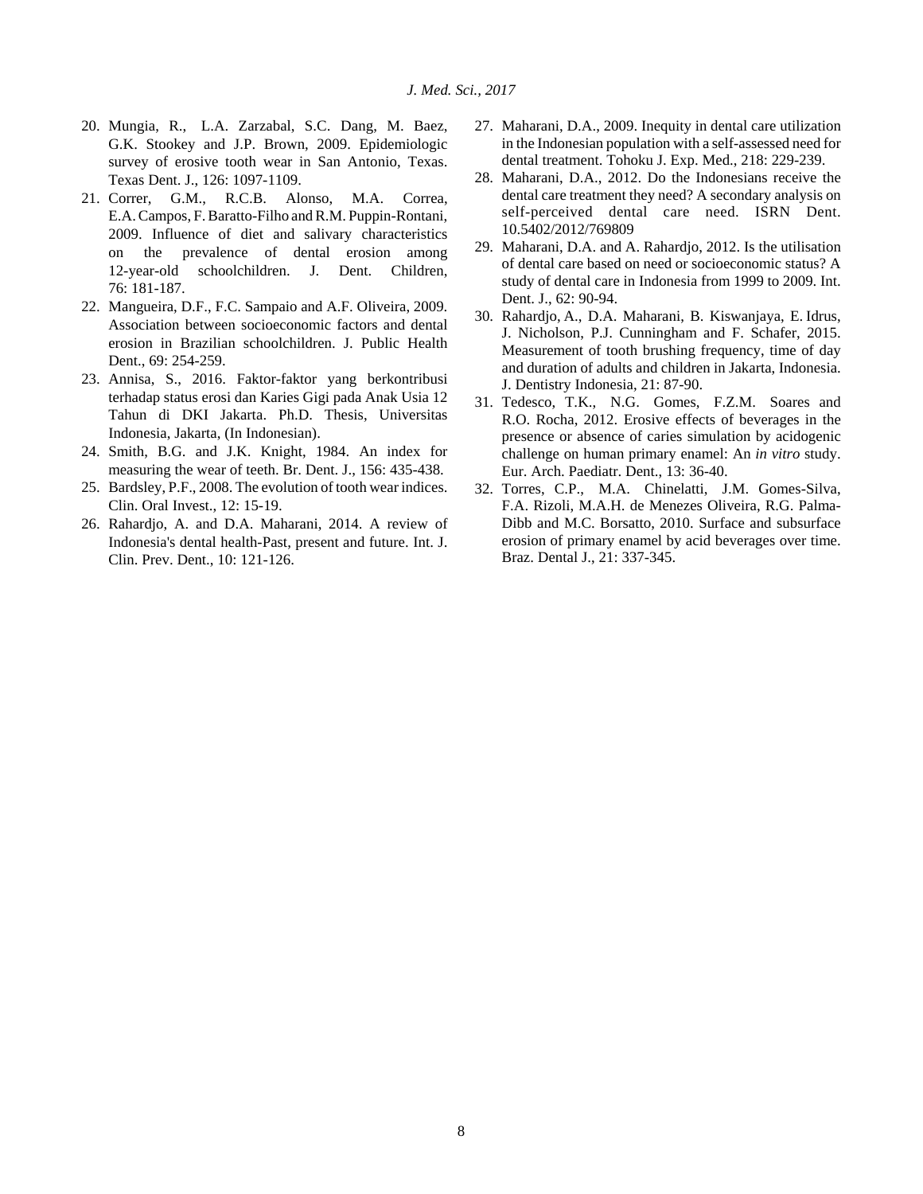20. Mungia, R., L.A. Zarzabal, S.C. Dang, M. Baez, G.K. Stookey and J.P. Brown, 2009. Epidemiologic survey of erosive tooth wear in San Antonio, Texas. Texas Dent. J., 126: 1097-1109.
21. Correr, G.M., R.C.B. Alonso, M.A. Correa, E.A. Campos, F. Baratto-Filho and R.M. Puppin-Rontani, 2009. Influence of diet and salivary characteristics on the prevalence of dental erosion among 12-year-old schoolchildren. J. Dent. Children, 76: 181-187.
22. Mangueira, D.F., F.C. Sampaio and A.F. Oliveira, 2009. Association between socioeconomic factors and dental erosion in Brazilian schoolchildren. J. Public Health Dent., 69: 254-259.
23. Annisa, S., 2016. Faktor-faktor yang berkontribusi terhadap status erosi dan Karies Gigi pada Anak Usia 12 Tahun di DKI Jakarta. Ph.D. Thesis, Universitas Indonesia, Jakarta, (In Indonesian).
24. Smith, B.G. and J.K. Knight, 1984. An index for measuring the wear of teeth. Br. Dent. J., 156: 435-438.
25. Bardsley, P.F., 2008. The evolution of tooth wear indices. Clin. Oral Invest., 12: 15-19.
26. Rahardjo, A. and D.A. Maharani, 2014. A review of Indonesia's dental health-Past, present and future. Int. J. Clin. Prev. Dent., 10: 121-126.
27. Maharani, D.A., 2009. Inequity in dental care utilization in the Indonesian population with a self-assessed need for dental treatment. Tohoku J. Exp. Med., 218: 229-239.
28. Maharani, D.A., 2012. Do the Indonesians receive the dental care treatment they need? A secondary analysis on self-perceived dental care need. ISRN Dent. 10.5402/2012/769809
29. Maharani, D.A. and A. Rahardjo, 2012. Is the utilisation of dental care based on need or socioeconomic status? A study of dental care in Indonesia from 1999 to 2009. Int. Dent. J., 62: 90-94.
30. Rahardjo, A., D.A. Maharani, B. Kiswanjaya, E. Idrus, J. Nicholson, P.J. Cunningham and F. Schafer, 2015. Measurement of tooth brushing frequency, time of day and duration of adults and children in Jakarta, Indonesia. J. Dentistry Indonesia, 21: 87-90.
31. Tedesco, T.K., N.G. Gomes, F.Z.M. Soares and R.O. Rocha, 2012. Erosive effects of beverages in the presence or absence of caries simulation by acidogenic challenge on human primary enamel: An *in vitro* study. Eur. Arch. Paediatr. Dent., 13: 36-40.
32. Torres, C.P., M.A. Chinelatti, J.M. Gomes-Silva, F.A. Rizoli, M.A.H. de Menezes Oliveira, R.G. Palma-Dibb and M.C. Borsatto, 2010. Surface and subsurface erosion of primary enamel by acid beverages over time. Braz. Dental J., 21: 337-345.